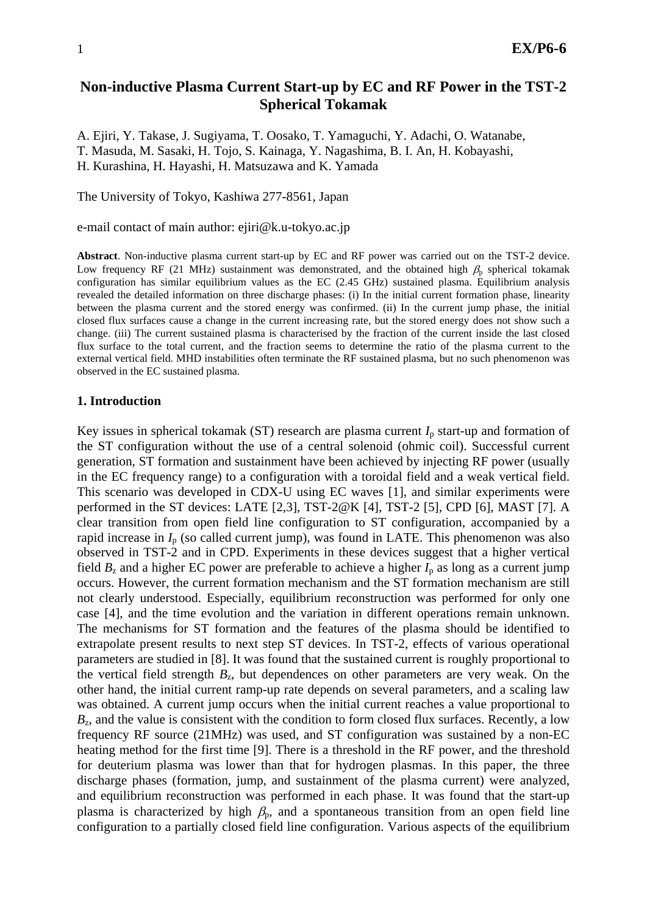# Non-inductive Plasma Current Start-up by EC and RF Power in the TST-2 Spherical Tokamak

A. Ejiri, Y. Takase, J. Sugiyama, T. Oosako, T. Yamaguchi, Y. Adachi, O. Watanabe, T. Masuda, M. Sasaki, H. Tojo, S. Kainaga, Y. Nagashima, B. I. An, H. Kobayashi, H. Kurashina, H. Hayashi, H. Matsuzawa and K. Yamada

The University of Tokyo, Kashiwa 277-8561, Japan

e-mail contact of main author: ejiri@k.u-tokyo.ac.jp

**Abstract**. Non-inductive plasma current start-up by EC and RF power was carried out on the TST-2 device. Low frequency RF (21 MHz) sustainment was demonstrated, and the obtained high $\beta_p$ spherical tokamak configuration has similar equilibrium values as the EC (2.45 GHz) sustained plasma. Equilibrium analysis revealed the detailed information on three discharge phases: (i) In the initial current formation phase, linearity between the plasma current and the stored energy was confirmed. (ii) In the current jump phase, the initial closed flux surfaces cause a change in the current increasing rate, but the stored energy does not show such a change. (iii) The current sustained plasma is characterised by the fraction of the current inside the last closed flux surface to the total current, and the fraction seems to determine the ratio of the plasma current to the external vertical field. MHD instabilities often terminate the RF sustained plasma, but no such phenomenon was observed in the EC sustained plasma.

## 1. Introduction

Key issues in spherical tokamak (ST) research are plasma current $I_p$ start-up and formation of the ST configuration without the use of a central solenoid (ohmic coil). Successful current generation, ST formation and sustainment have been achieved by injecting RF power (usually in the EC frequency range) to a configuration with a toroidal field and a weak vertical field. This scenario was developed in CDX-U using EC waves [1], and similar experiments were performed in the ST devices: LATE [2,3], TST-2@K [4], TST-2 [5], CPD [6], MAST [7]. A clear transition from open field line configuration to ST configuration, accompanied by a rapid increase in $I_p$ (so called current jump), was found in LATE. This phenomenon was also observed in TST-2 and in CPD. Experiments in these devices suggest that a higher vertical field $B_z$ and a higher EC power are preferable to achieve a higher $I_p$ as long as a current jump occurs. However, the current formation mechanism and the ST formation mechanism are still not clearly understood. Especially, equilibrium reconstruction was performed for only one case [4], and the time evolution and the variation in different operations remain unknown. The mechanisms for ST formation and the features of the plasma should be identified to extrapolate present results to next step ST devices. In TST-2, effects of various operational parameters are studied in [8]. It was found that the sustained current is roughly proportional to the vertical field strength $B_z$, but dependences on other parameters are very weak. On the other hand, the initial current ramp-up rate depends on several parameters, and a scaling law was obtained. A current jump occurs when the initial current reaches a value proportional to $B_z$, and the value is consistent with the condition to form closed flux surfaces. Recently, a low frequency RF source (21MHz) was used, and ST configuration was sustained by a non-EC heating method for the first time [9]. There is a threshold in the RF power, and the threshold for deuterium plasma was lower than that for hydrogen plasmas. In this paper, the three discharge phases (formation, jump, and sustainment of the plasma current) were analyzed, and equilibrium reconstruction was performed in each phase. It was found that the start-up plasma is characterized by high $\beta_p$, and a spontaneous transition from an open field line configuration to a partially closed field line configuration. Various aspects of the equilibrium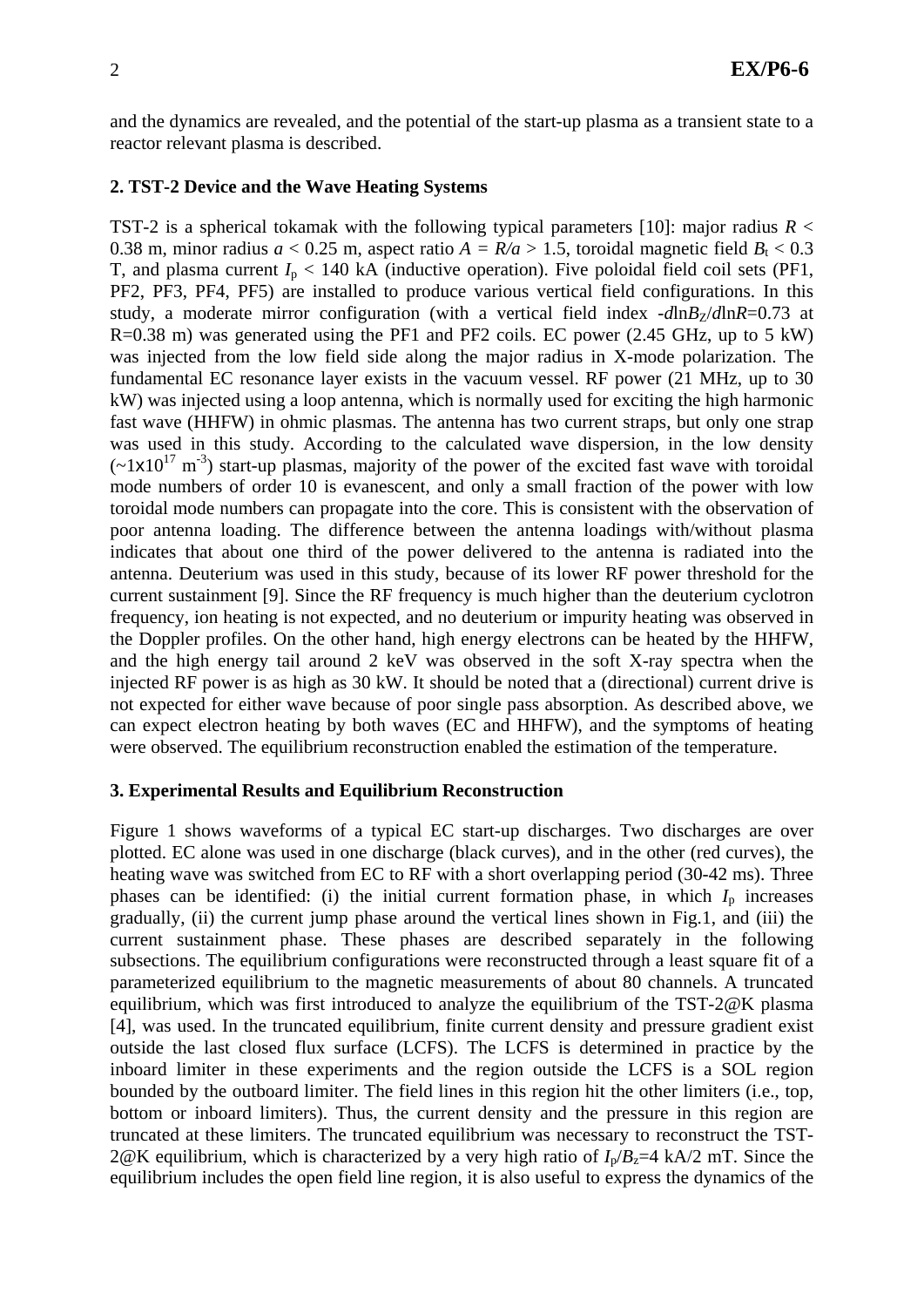and the dynamics are revealed, and the potential of the start-up plasma as a transient state to a reactor relevant plasma is described.

## 2. TST-2 Device and the Wave Heating Systems

TST-2 is a spherical tokamak with the following typical parameters [10]: major radius $R <$ 0.38 m, minor radius $a <$ 0.25 m, aspect ratio $A = R/a >$ 1.5, toroidal magnetic field $B_t <$ 0.3 T, and plasma current $I_p <$ 140 kA (inductive operation). Five poloidal field coil sets (PF1, PF2, PF3, PF4, PF5) are installed to produce various vertical field configurations. In this study, a moderate mirror configuration (with a vertical field index $-d\ln B_Z/d\ln R$=0.73 at R=0.38 m) was generated using the PF1 and PF2 coils. EC power (2.45 GHz, up to 5 kW) was injected from the low field side along the major radius in X-mode polarization. The fundamental EC resonance layer exists in the vacuum vessel. RF power (21 MHz, up to 30 kW) was injected using a loop antenna, which is normally used for exciting the high harmonic fast wave (HHFW) in ohmic plasmas. The antenna has two current straps, but only one strap was used in this study. According to the calculated wave dispersion, in the low density ($\sim 1 \times 10^{17}$ m$^{-3}$) start-up plasmas, majority of the power of the excited fast wave with toroidal mode numbers of order 10 is evanescent, and only a small fraction of the power with low toroidal mode numbers can propagate into the core. This is consistent with the observation of poor antenna loading. The difference between the antenna loadings with/without plasma indicates that about one third of the power delivered to the antenna is radiated into the antenna. Deuterium was used in this study, because of its lower RF power threshold for the current sustainment [9]. Since the RF frequency is much higher than the deuterium cyclotron frequency, ion heating is not expected, and no deuterium or impurity heating was observed in the Doppler profiles. On the other hand, high energy electrons can be heated by the HHFW, and the high energy tail around 2 keV was observed in the soft X-ray spectra when the injected RF power is as high as 30 kW. It should be noted that a (directional) current drive is not expected for either wave because of poor single pass absorption. As described above, we can expect electron heating by both waves (EC and HHFW), and the symptoms of heating were observed. The equilibrium reconstruction enabled the estimation of the temperature.

## 3. Experimental Results and Equilibrium Reconstruction

Figure 1 shows waveforms of a typical EC start-up discharges. Two discharges are over plotted. EC alone was used in one discharge (black curves), and in the other (red curves), the heating wave was switched from EC to RF with a short overlapping period (30-42 ms). Three phases can be identified: (i) the initial current formation phase, in which $I_p$ increases gradually, (ii) the current jump phase around the vertical lines shown in Fig.1, and (iii) the current sustainment phase. These phases are described separately in the following subsections. The equilibrium configurations were reconstructed through a least square fit of a parameterized equilibrium to the magnetic measurements of about 80 channels. A truncated equilibrium, which was first introduced to analyze the equilibrium of the TST-2@K plasma [4], was used. In the truncated equilibrium, finite current density and pressure gradient exist outside the last closed flux surface (LCFS). The LCFS is determined in practice by the inboard limiter in these experiments and the region outside the LCFS is a SOL region bounded by the outboard limiter. The field lines in this region hit the other limiters (i.e., top, bottom or inboard limiters). Thus, the current density and the pressure in this region are truncated at these limiters. The truncated equilibrium was necessary to reconstruct the TST-2@K equilibrium, which is characterized by a very high ratio of $I_p/B_z$=4 kA/2 mT. Since the equilibrium includes the open field line region, it is also useful to express the dynamics of the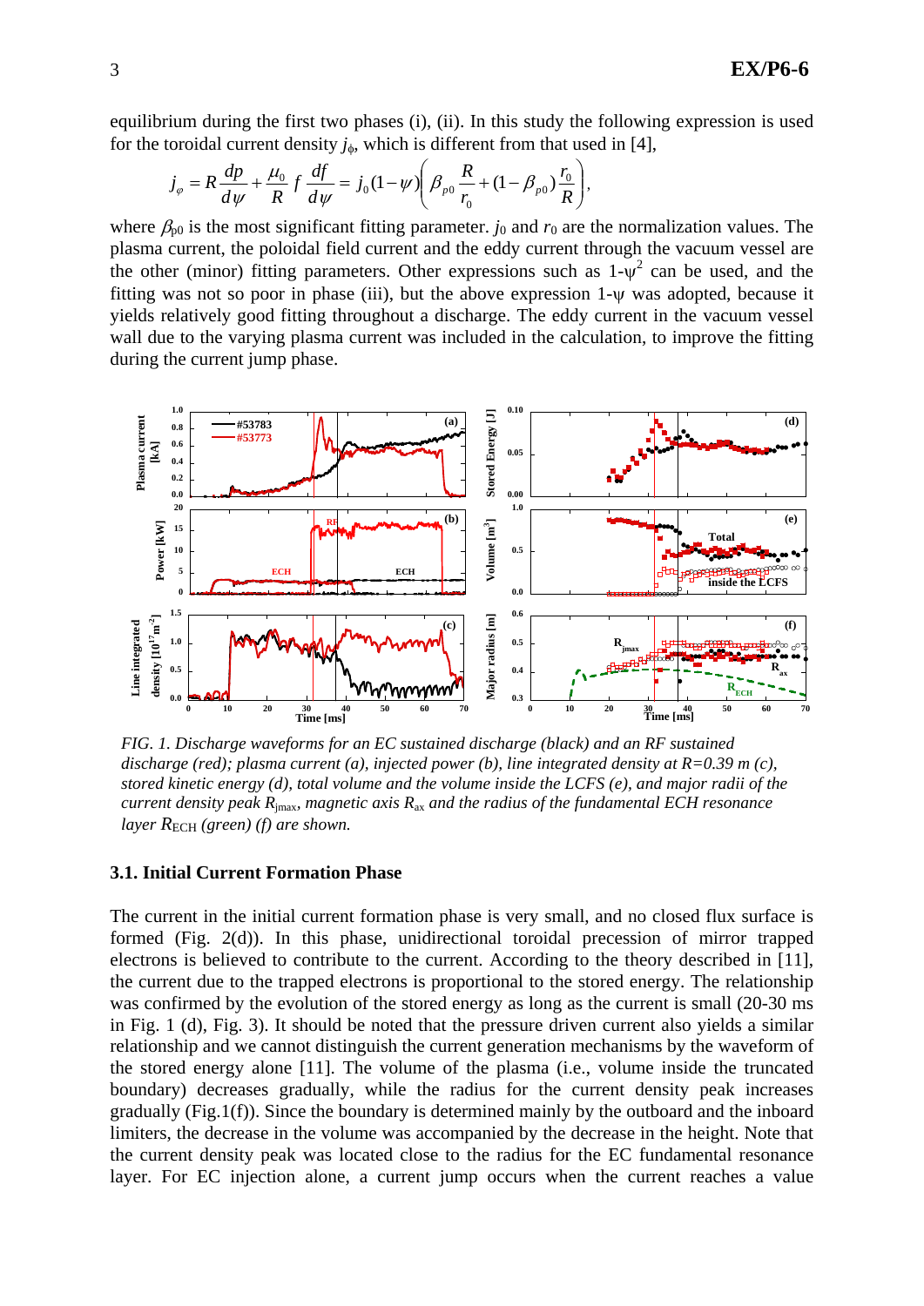equilibrium during the first two phases (i), (ii). In this study the following expression is used for the toroidal current density $j_\phi$, which is different from that used in [4],

$$j_\varphi = R\frac{dp}{d\psi} + \frac{\mu_0}{R} f \frac{df}{d\psi} = j_0(1-\psi)\left(\beta_{p0}\frac{R}{r_0} + (1-\beta_{p0})\frac{r_0}{R}\right),$$

where $\beta_{p0}$ is the most significant fitting parameter. $j_0$ and $r_0$ are the normalization values. The plasma current, the poloidal field current and the eddy current through the vacuum vessel are the other (minor) fitting parameters. Other expressions such as $1-\psi^2$ can be used, and the fitting was not so poor in phase (iii), but the above expression $1-\psi$ was adopted, because it yields relatively good fitting throughout a discharge. The eddy current in the vacuum vessel wall due to the varying plasma current was included in the calculation, to improve the fitting during the current jump phase.

*FIG. 1. Discharge waveforms for an EC sustained discharge (black) and an RF sustained discharge (red); plasma current (a), injected power (b), line integrated density at R=0.39 m (c), stored kinetic energy (d), total volume and the volume inside the LCFS (e), and major radii of the current density peak $R_{jmax}$, magnetic axis $R_{ax}$ and the radius of the fundamental ECH resonance layer $R_{ECH}$ (green) (f) are shown.*

### 3.1. Initial Current Formation Phase

The current in the initial current formation phase is very small, and no closed flux surface is formed (Fig. 2(d)). In this phase, unidirectional toroidal precession of mirror trapped electrons is believed to contribute to the current. According to the theory described in [11], the current due to the trapped electrons is proportional to the stored energy. The relationship was confirmed by the evolution of the stored energy as long as the current is small (20-30 ms in Fig. 1 (d), Fig. 3). It should be noted that the pressure driven current also yields a similar relationship and we cannot distinguish the current generation mechanisms by the waveform of the stored energy alone [11]. The volume of the plasma (i.e., volume inside the truncated boundary) decreases gradually, while the radius for the current density peak increases gradually (Fig.1(f)). Since the boundary is determined mainly by the outboard and the inboard limiters, the decrease in the volume was accompanied by the decrease in the height. Note that the current density peak was located close to the radius for the EC fundamental resonance layer. For EC injection alone, a current jump occurs when the current reaches a value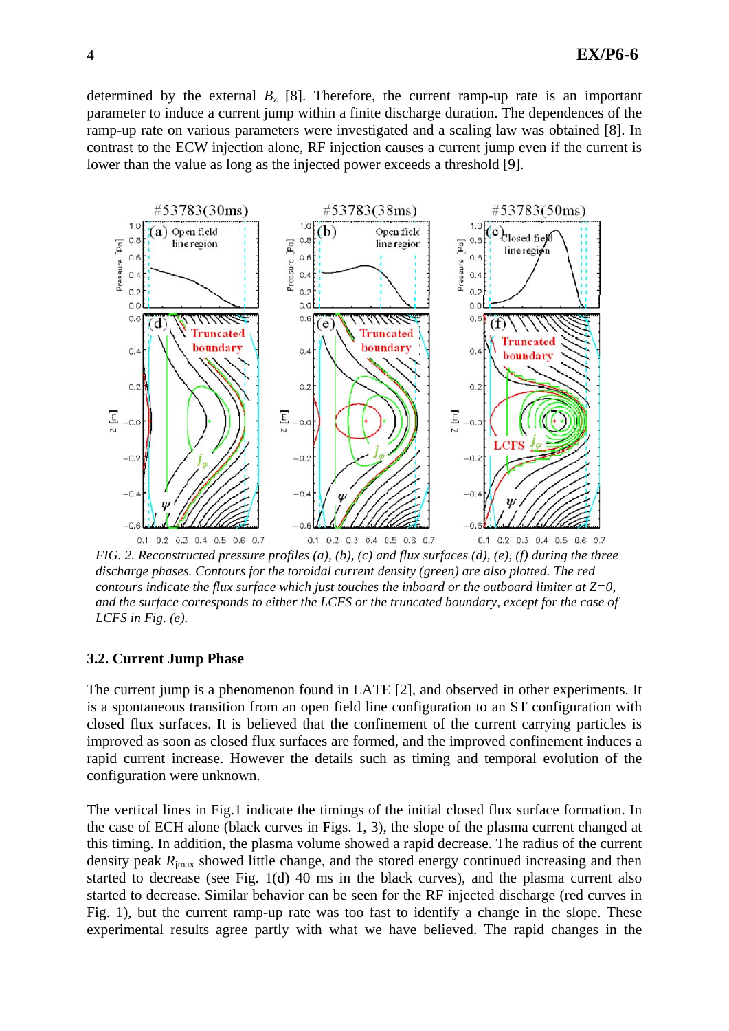determined by the external $B_z$ [8]. Therefore, the current ramp-up rate is an important parameter to induce a current jump within a finite discharge duration. The dependences of the ramp-up rate on various parameters were investigated and a scaling law was obtained [8]. In contrast to the ECW injection alone, RF injection causes a current jump even if the current is lower than the value as long as the injected power exceeds a threshold [9].

*FIG. 2. Reconstructed pressure profiles (a), (b), (c) and flux surfaces (d), (e), (f) during the three discharge phases. Contours for the toroidal current density (green) are also plotted. The red contours indicate the flux surface which just touches the inboard or the outboard limiter at Z=0, and the surface corresponds to either the LCFS or the truncated boundary, except for the case of LCFS in Fig. (e).*

### 3.2. Current Jump Phase

The current jump is a phenomenon found in LATE [2], and observed in other experiments. It is a spontaneous transition from an open field line configuration to an ST configuration with closed flux surfaces. It is believed that the confinement of the current carrying particles is improved as soon as closed flux surfaces are formed, and the improved confinement induces a rapid current increase. However the details such as timing and temporal evolution of the configuration were unknown.

The vertical lines in Fig.1 indicate the timings of the initial closed flux surface formation. In the case of ECH alone (black curves in Figs. 1, 3), the slope of the plasma current changed at this timing. In addition, the plasma volume showed a rapid decrease. The radius of the current density peak $R_{jmax}$ showed little change, and the stored energy continued increasing and then started to decrease (see Fig. 1(d) 40 ms in the black curves), and the plasma current also started to decrease. Similar behavior can be seen for the RF injected discharge (red curves in Fig. 1), but the current ramp-up rate was too fast to identify a change in the slope. These experimental results agree partly with what we have believed. The rapid changes in the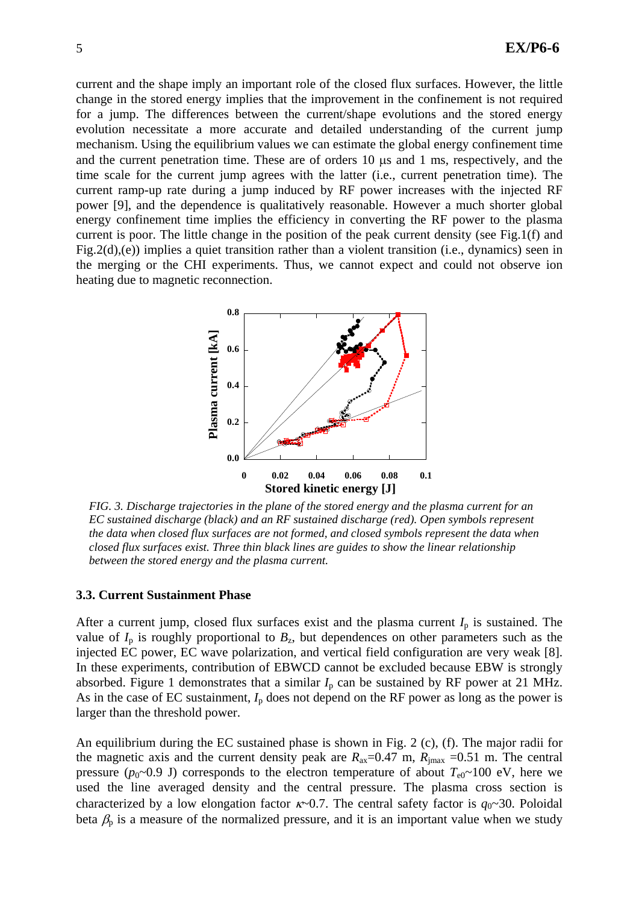current and the shape imply an important role of the closed flux surfaces. However, the little change in the stored energy implies that the improvement in the confinement is not required for a jump. The differences between the current/shape evolutions and the stored energy evolution necessitate a more accurate and detailed understanding of the current jump mechanism. Using the equilibrium values we can estimate the global energy confinement time and the current penetration time. These are of orders 10 μs and 1 ms, respectively, and the time scale for the current jump agrees with the latter (i.e., current penetration time). The current ramp-up rate during a jump induced by RF power increases with the injected RF power [9], and the dependence is qualitatively reasonable. However a much shorter global energy confinement time implies the efficiency in converting the RF power to the plasma current is poor. The little change in the position of the peak current density (see Fig.1(f) and Fig.2(d),(e)) implies a quiet transition rather than a violent transition (i.e., dynamics) seen in the merging or the CHI experiments. Thus, we cannot expect and could not observe ion heating due to magnetic reconnection.

*FIG. 3. Discharge trajectories in the plane of the stored energy and the plasma current for an EC sustained discharge (black) and an RF sustained discharge (red). Open symbols represent the data when closed flux surfaces are not formed, and closed symbols represent the data when closed flux surfaces exist. Three thin black lines are guides to show the linear relationship between the stored energy and the plasma current.*

### 3.3. Current Sustainment Phase

After a current jump, closed flux surfaces exist and the plasma current $I_p$ is sustained. The value of $I_p$ is roughly proportional to $B_z$, but dependences on other parameters such as the injected EC power, EC wave polarization, and vertical field configuration are very weak [8]. In these experiments, contribution of EBWCD cannot be excluded because EBW is strongly absorbed. Figure 1 demonstrates that a similar $I_p$ can be sustained by RF power at 21 MHz. As in the case of EC sustainment, $I_p$ does not depend on the RF power as long as the power is larger than the threshold power.

An equilibrium during the EC sustained phase is shown in Fig. 2 (c), (f). The major radii for the magnetic axis and the current density peak are $R_{ax}$=0.47 m, $R_{jmax}$ =0.51 m. The central pressure ($p_0$~0.9 J) corresponds to the electron temperature of about $T_{e0}$~100 eV, here we used the line averaged density and the central pressure. The plasma cross section is characterized by a low elongation factor $\kappa$~0.7. The central safety factor is $q_0$~30. Poloidal beta $\beta_p$ is a measure of the normalized pressure, and it is an important value when we study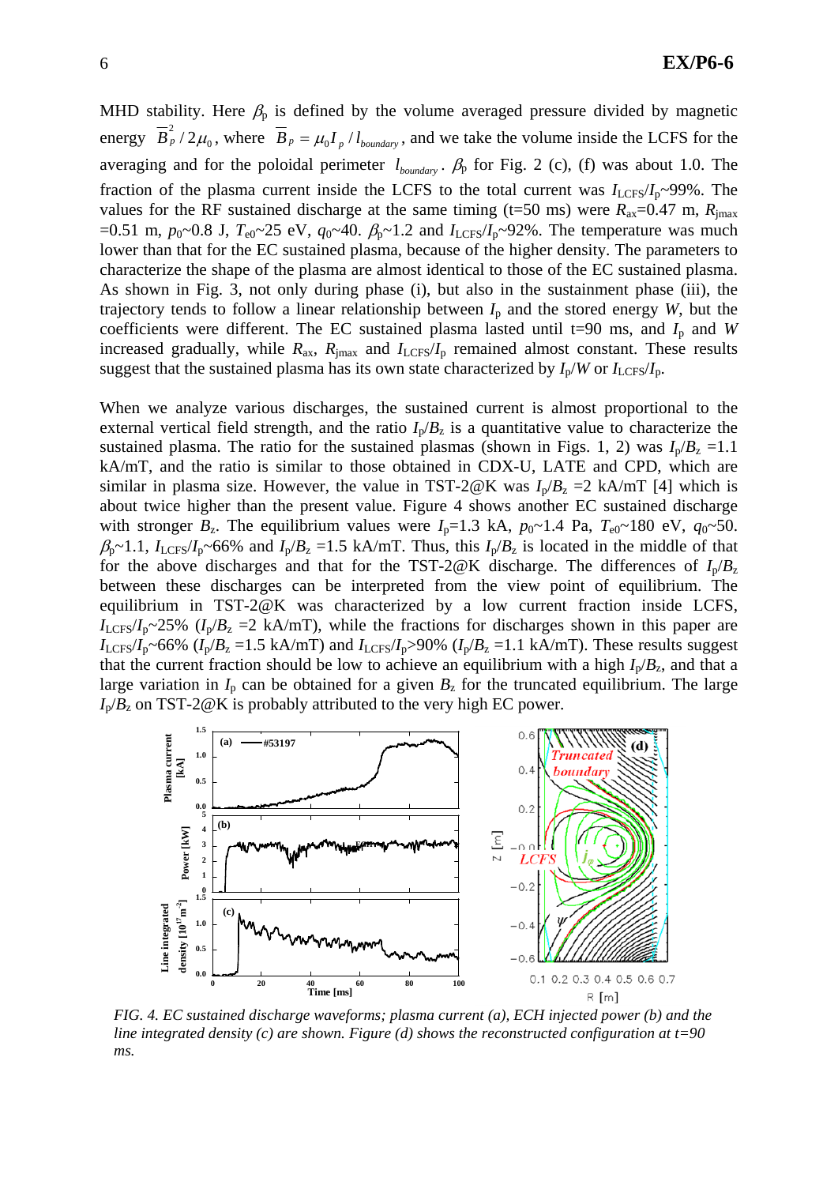MHD stability. Here $\beta_p$ is defined by the volume averaged pressure divided by magnetic energy $\overline{B}_p^2/2\mu_0$, where $\overline{B}_p = \mu_0 I_p / l_{boundary}$, and we take the volume inside the LCFS for the averaging and for the poloidal perimeter $l_{boundary}$. $\beta_p$ for Fig. 2 (c), (f) was about 1.0. The fraction of the plasma current inside the LCFS to the total current was $I_{LCFS}/I_p$~99%. The values for the RF sustained discharge at the same timing (t=50 ms) were $R_{ax}$=0.47 m, $R_{jmax}$ =0.51 m, $p_0$~0.8 J, $T_{e0}$~25 eV, $q_0$~40. $\beta_p$~1.2 and $I_{LCFS}/I_p$~92%. The temperature was much lower than that for the EC sustained plasma, because of the higher density. The parameters to characterize the shape of the plasma are almost identical to those of the EC sustained plasma. As shown in Fig. 3, not only during phase (i), but also in the sustainment phase (iii), the trajectory tends to follow a linear relationship between $I_p$ and the stored energy $W$, but the coefficients were different. The EC sustained plasma lasted until t=90 ms, and $I_p$ and $W$ increased gradually, while $R_{ax}$, $R_{jmax}$ and $I_{LCFS}/I_p$ remained almost constant. These results suggest that the sustained plasma has its own state characterized by $I_p/W$ or $I_{LCFS}/I_p$.

When we analyze various discharges, the sustained current is almost proportional to the external vertical field strength, and the ratio $I_p/B_z$ is a quantitative value to characterize the sustained plasma. The ratio for the sustained plasmas (shown in Figs. 1, 2) was $I_p/B_z$ =1.1 kA/mT, and the ratio is similar to those obtained in CDX-U, LATE and CPD, which are similar in plasma size. However, the value in TST-2@K was $I_p/B_z$ =2 kA/mT [4] which is about twice higher than the present value. Figure 4 shows another EC sustained discharge with stronger $B_z$. The equilibrium values were $I_p$=1.3 kA, $p_0$~1.4 Pa, $T_{e0}$~180 eV, $q_0$~50. $\beta_p$~1.1, $I_{LCFS}/I_p$~66% and $I_p/B_z$ =1.5 kA/mT. Thus, this $I_p/B_z$ is located in the middle of that for the above discharges and that for the TST-2@K discharge. The differences of $I_p/B_z$ between these discharges can be interpreted from the view point of equilibrium. The equilibrium in TST-2@K was characterized by a low current fraction inside LCFS, $I_{LCFS}/I_p$~25% ($I_p/B_z$ =2 kA/mT), while the fractions for discharges shown in this paper are $I_{LCFS}/I_p$~66% ($I_p/B_z$ =1.5 kA/mT) and $I_{LCFS}/I_p$>90% ($I_p/B_z$ =1.1 kA/mT). These results suggest that the current fraction should be low to achieve an equilibrium with a high $I_p/B_z$, and that a large variation in $I_p$ can be obtained for a given $B_z$ for the truncated equilibrium. The large $I_p/B_z$ on TST-2@K is probably attributed to the very high EC power.

*FIG. 4. EC sustained discharge waveforms; plasma current (a), ECH injected power (b) and the line integrated density (c) are shown. Figure (d) shows the reconstructed configuration at t=90 ms.*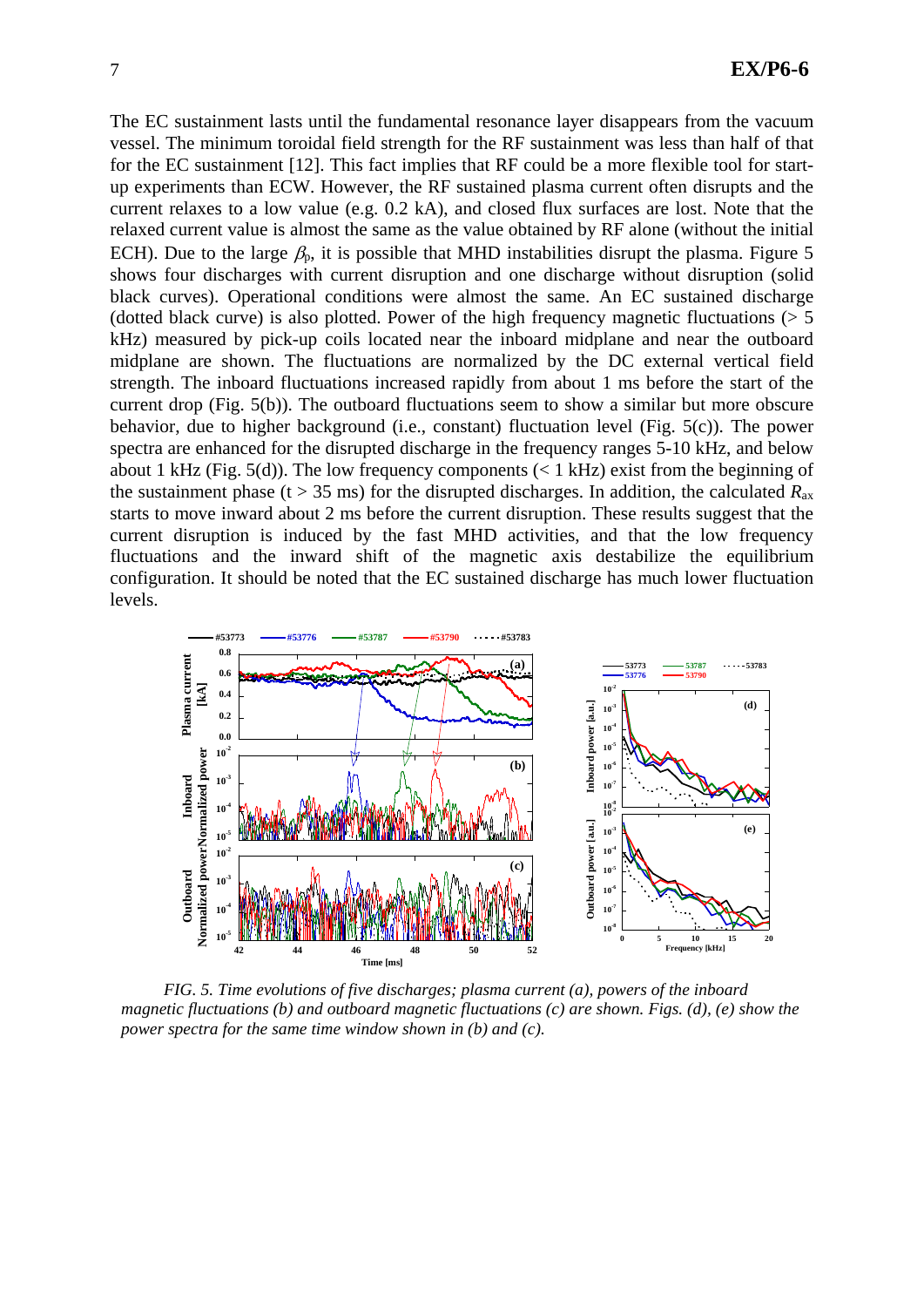The EC sustainment lasts until the fundamental resonance layer disappears from the vacuum vessel. The minimum toroidal field strength for the RF sustainment was less than half of that for the EC sustainment [12]. This fact implies that RF could be a more flexible tool for start-up experiments than ECW. However, the RF sustained plasma current often disrupts and the current relaxes to a low value (e.g. 0.2 kA), and closed flux surfaces are lost. Note that the relaxed current value is almost the same as the value obtained by RF alone (without the initial ECH). Due to the large $\beta_p$, it is possible that MHD instabilities disrupt the plasma. Figure 5 shows four discharges with current disruption and one discharge without disruption (solid black curves). Operational conditions were almost the same. An EC sustained discharge (dotted black curve) is also plotted. Power of the high frequency magnetic fluctuations (> 5 kHz) measured by pick-up coils located near the inboard midplane and near the outboard midplane are shown. The fluctuations are normalized by the DC external vertical field strength. The inboard fluctuations increased rapidly from about 1 ms before the start of the current drop (Fig. 5(b)). The outboard fluctuations seem to show a similar but more obscure behavior, due to higher background (i.e., constant) fluctuation level (Fig. 5(c)). The power spectra are enhanced for the disrupted discharge in the frequency ranges 5-10 kHz, and below about 1 kHz (Fig. 5(d)). The low frequency components (< 1 kHz) exist from the beginning of the sustainment phase (t > 35 ms) for the disrupted discharges. In addition, the calculated $R_{ax}$ starts to move inward about 2 ms before the current disruption. These results suggest that the current disruption is induced by the fast MHD activities, and that the low frequency fluctuations and the inward shift of the magnetic axis destabilize the equilibrium configuration. It should be noted that the EC sustained discharge has much lower fluctuation levels.

*FIG. 5. Time evolutions of five discharges; plasma current (a), powers of the inboard magnetic fluctuations (b) and outboard magnetic fluctuations (c) are shown. Figs. (d), (e) show the power spectra for the same time window shown in (b) and (c).*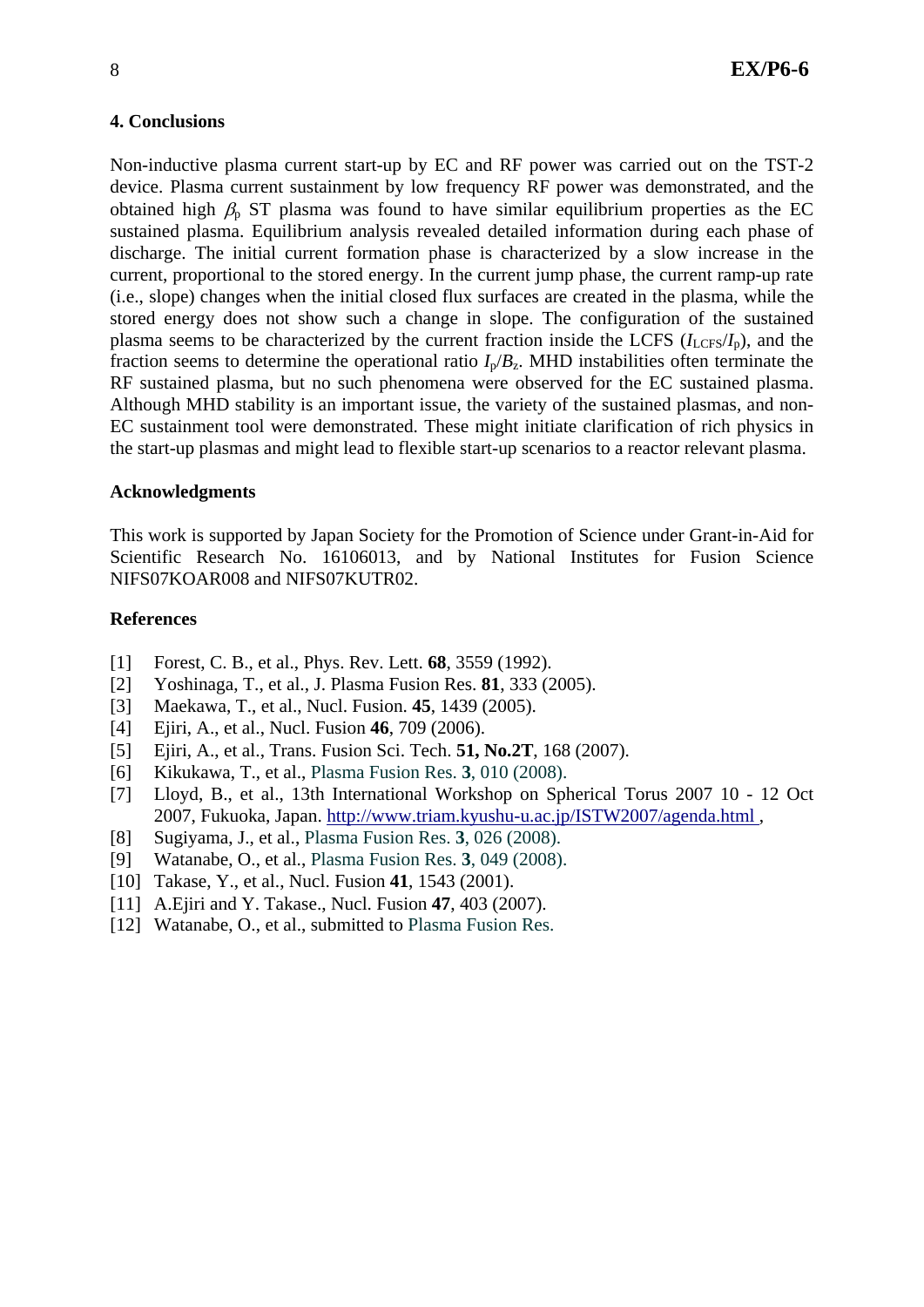## 4. Conclusions

Non-inductive plasma current start-up by EC and RF power was carried out on the TST-2 device. Plasma current sustainment by low frequency RF power was demonstrated, and the obtained high $\beta_p$ ST plasma was found to have similar equilibrium properties as the EC sustained plasma. Equilibrium analysis revealed detailed information during each phase of discharge. The initial current formation phase is characterized by a slow increase in the current, proportional to the stored energy. In the current jump phase, the current ramp-up rate (i.e., slope) changes when the initial closed flux surfaces are created in the plasma, while the stored energy does not show such a change in slope. The configuration of the sustained plasma seems to be characterized by the current fraction inside the LCFS ($I_{LCFS}/I_p$), and the fraction seems to determine the operational ratio $I_p/B_z$. MHD instabilities often terminate the RF sustained plasma, but no such phenomena were observed for the EC sustained plasma. Although MHD stability is an important issue, the variety of the sustained plasmas, and non-EC sustainment tool were demonstrated. These might initiate clarification of rich physics in the start-up plasmas and might lead to flexible start-up scenarios to a reactor relevant plasma.

## Acknowledgments

This work is supported by Japan Society for the Promotion of Science under Grant-in-Aid for Scientific Research No. 16106013, and by National Institutes for Fusion Science NIFS07KOAR008 and NIFS07KUTR02.

## References

[1] Forest, C. B., et al., Phys. Rev. Lett. **68**, 3559 (1992).
[2] Yoshinaga, T., et al., J. Plasma Fusion Res. **81**, 333 (2005).
[3] Maekawa, T., et al., Nucl. Fusion. **45**, 1439 (2005).
[4] Ejiri, A., et al., Nucl. Fusion **46**, 709 (2006).
[5] Ejiri, A., et al., Trans. Fusion Sci. Tech. **51, No.2T**, 168 (2007).
[6] Kikukawa, T., et al., Plasma Fusion Res. **3**, 010 (2008).
[7] Lloyd, B., et al., 13th International Workshop on Spherical Torus 2007 10 - 12 Oct 2007, Fukuoka, Japan. http://www.triam.kyushu-u.ac.jp/ISTW2007/agenda.html ,
[8] Sugiyama, J., et al., Plasma Fusion Res. **3**, 026 (2008).
[9] Watanabe, O., et al., Plasma Fusion Res. **3**, 049 (2008).
[10] Takase, Y., et al., Nucl. Fusion **41**, 1543 (2001).
[11] A.Ejiri and Y. Takase., Nucl. Fusion **47**, 403 (2007).
[12] Watanabe, O., et al., submitted to Plasma Fusion Res.